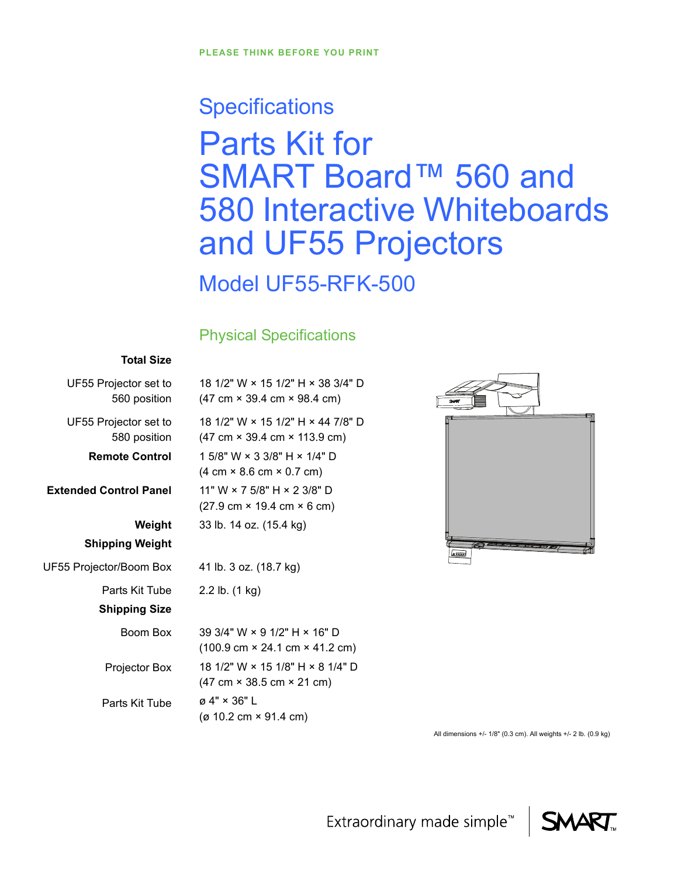PLEASE THINK BEFORE YOU PRINT

# Specifications

# Parts Kit for SMART Board™ 560 and 580 Interactive Whiteboards and UF55 Projectors

## Model UF55-RFK-500

### Physical Specifications

| | |
|---|---|
| **Total Size** | |
| UF55 Projector set to 560 position | 18 1/2" W × 15 1/2" H × 38 3/4" D (47 cm × 39.4 cm × 98.4 cm) |
| UF55 Projector set to 580 position | 18 1/2" W × 15 1/2" H × 44 7/8" D (47 cm × 39.4 cm × 113.9 cm) |
| **Remote Control** | 1 5/8" W × 3 3/8" H × 1/4" D (4 cm × 8.6 cm × 0.7 cm) |
| **Extended Control Panel** | 11" W × 7 5/8" H × 2 3/8" D (27.9 cm × 19.4 cm × 6 cm) |
| **Weight** | 33 lb. 14 oz. (15.4 kg) |
| **Shipping Weight** | |
| UF55 Projector/Boom Box | 41 lb. 3 oz. (18.7 kg) |
| Parts Kit Tube | 2.2 lb. (1 kg) |
| **Shipping Size** | |
| Boom Box | 39 3/4" W × 9 1/2" H × 16" D (100.9 cm × 24.1 cm × 41.2 cm) |
| Projector Box | 18 1/2" W × 15 1/8" H × 8 1/4" D (47 cm × 38.5 cm × 21 cm) |
| Parts Kit Tube | ø 4" × 36" L (ø 10.2 cm × 91.4 cm) |

All dimensions +/- 1/8" (0.3 cm). All weights +/- 2 lb. (0.9 kg)

Extraordinary made simple™ | SMART™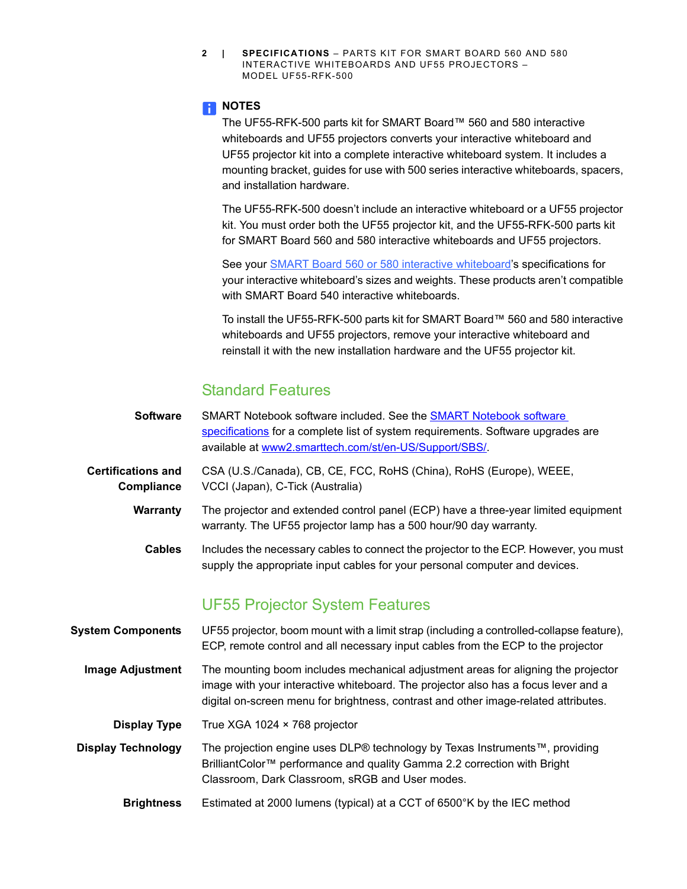**NOTES**

The UF55-RFK-500 parts kit for SMART Board™ 560 and 580 interactive whiteboards and UF55 projectors converts your interactive whiteboard and UF55 projector kit into a complete interactive whiteboard system. It includes a mounting bracket, guides for use with 500 series interactive whiteboards, spacers, and installation hardware.

The UF55-RFK-500 doesn't include an interactive whiteboard or a UF55 projector kit. You must order both the UF55 projector kit, and the UF55-RFK-500 parts kit for SMART Board 560 and 580 interactive whiteboards and UF55 projectors.

See your SMART Board 560 or 580 interactive whiteboard's specifications for your interactive whiteboard's sizes and weights. These products aren't compatible with SMART Board 540 interactive whiteboards.

To install the UF55-RFK-500 parts kit for SMART Board™ 560 and 580 interactive whiteboards and UF55 projectors, remove your interactive whiteboard and reinstall it with the new installation hardware and the UF55 projector kit.

## Standard Features

**Software**
SMART Notebook software included. See the SMART Notebook software specifications for a complete list of system requirements. Software upgrades are available at www2.smarttech.com/st/en-US/Support/SBS/.

**Certifications and Compliance**
CSA (U.S./Canada), CB, CE, FCC, RoHS (China), RoHS (Europe), WEEE, VCCI (Japan), C-Tick (Australia)

**Warranty**
The projector and extended control panel (ECP) have a three-year limited equipment warranty. The UF55 projector lamp has a 500 hour/90 day warranty.

**Cables**
Includes the necessary cables to connect the projector to the ECP. However, you must supply the appropriate input cables for your personal computer and devices.

## UF55 Projector System Features

**System Components**
UF55 projector, boom mount with a limit strap (including a controlled-collapse feature), ECP, remote control and all necessary input cables from the ECP to the projector

**Image Adjustment**
The mounting boom includes mechanical adjustment areas for aligning the projector image with your interactive whiteboard. The projector also has a focus lever and a digital on-screen menu for brightness, contrast and other image-related attributes.

**Display Type**
True XGA 1024 × 768 projector

**Display Technology**
The projection engine uses DLP® technology by Texas Instruments™, providing BrilliantColor™ performance and quality Gamma 2.2 correction with Bright Classroom, Dark Classroom, sRGB and User modes.

**Brightness**
Estimated at 2000 lumens (typical) at a CCT of 6500°K by the IEC method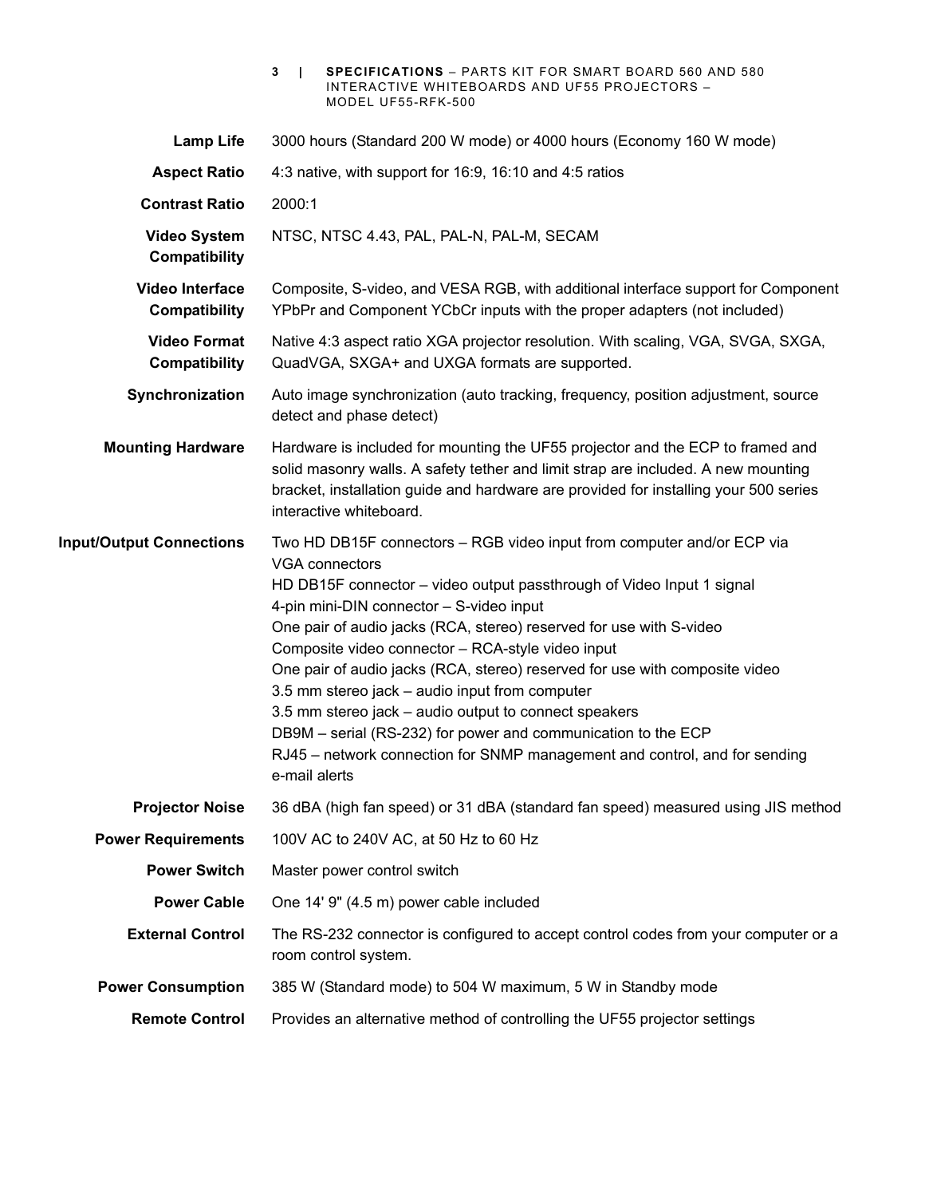| | |
|---|---|
| **Lamp Life** | 3000 hours (Standard 200 W mode) or 4000 hours (Economy 160 W mode) |
| **Aspect Ratio** | 4:3 native, with support for 16:9, 16:10 and 4:5 ratios |
| **Contrast Ratio** | 2000:1 |
| **Video System Compatibility** | NTSC, NTSC 4.43, PAL, PAL-N, PAL-M, SECAM |
| **Video Interface Compatibility** | Composite, S-video, and VESA RGB, with additional interface support for Component YPbPr and Component YCbCr inputs with the proper adapters (not included) |
| **Video Format Compatibility** | Native 4:3 aspect ratio XGA projector resolution. With scaling, VGA, SVGA, SXGA, QuadVGA, SXGA+ and UXGA formats are supported. |
| **Synchronization** | Auto image synchronization (auto tracking, frequency, position adjustment, source detect and phase detect) |
| **Mounting Hardware** | Hardware is included for mounting the UF55 projector and the ECP to framed and solid masonry walls. A safety tether and limit strap are included. A new mounting bracket, installation guide and hardware are provided for installing your 500 series interactive whiteboard. |
| **Input/Output Connections** | Two HD DB15F connectors – RGB video input from computer and/or ECP via VGA connectors<br>HD DB15F connector – video output passthrough of Video Input 1 signal<br>4-pin mini-DIN connector – S-video input<br>One pair of audio jacks (RCA, stereo) reserved for use with S-video<br>Composite video connector – RCA-style video input<br>One pair of audio jacks (RCA, stereo) reserved for use with composite video<br>3.5 mm stereo jack – audio input from computer<br>3.5 mm stereo jack – audio output to connect speakers<br>DB9M – serial (RS-232) for power and communication to the ECP<br>RJ45 – network connection for SNMP management and control, and for sending e-mail alerts |
| **Projector Noise** | 36 dBA (high fan speed) or 31 dBA (standard fan speed) measured using JIS method |
| **Power Requirements** | 100V AC to 240V AC, at 50 Hz to 60 Hz |
| **Power Switch** | Master power control switch |
| **Power Cable** | One 14' 9" (4.5 m) power cable included |
| **External Control** | The RS-232 connector is configured to accept control codes from your computer or a room control system. |
| **Power Consumption** | 385 W (Standard mode) to 504 W maximum, 5 W in Standby mode |
| **Remote Control** | Provides an alternative method of controlling the UF55 projector settings |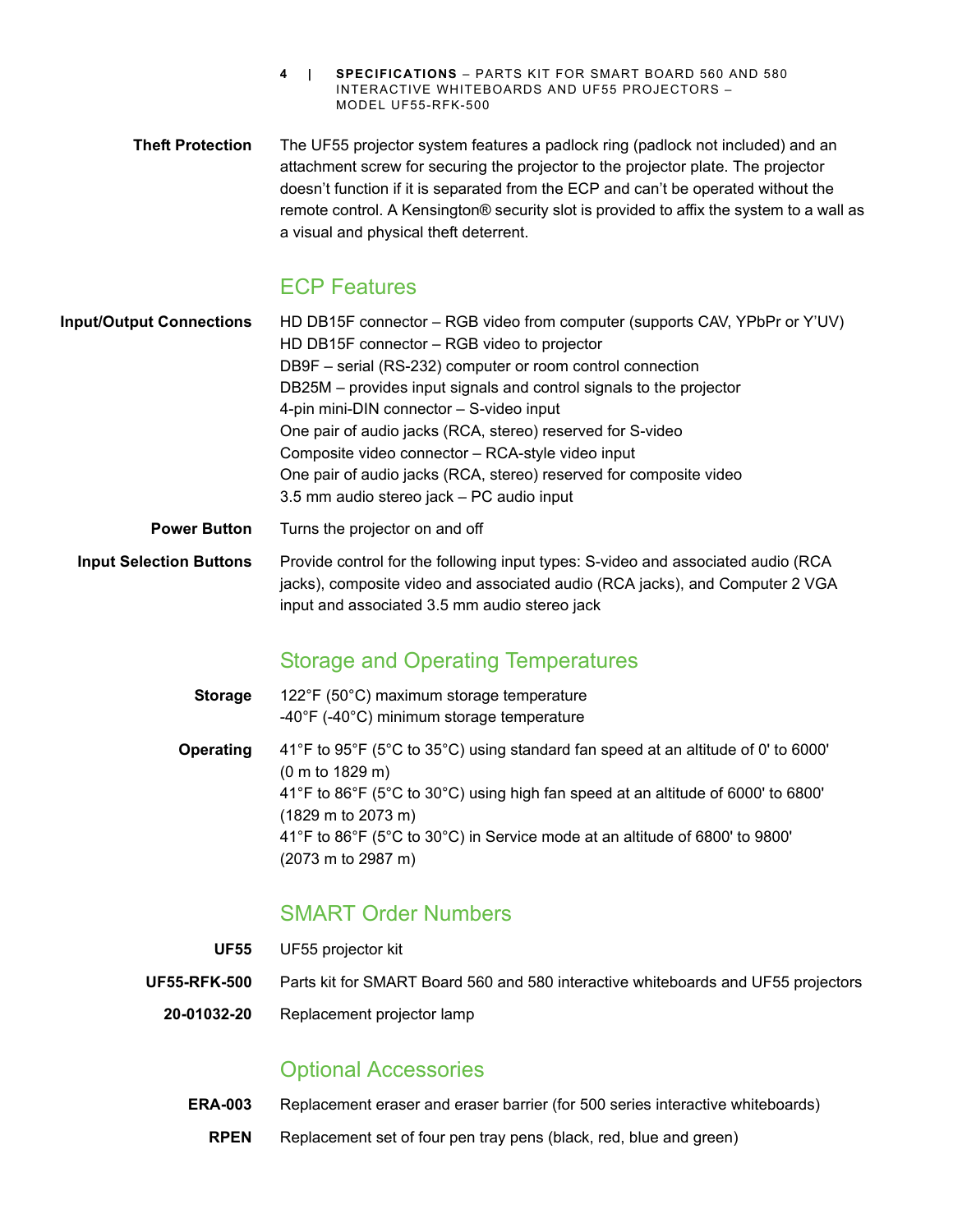**Theft Protection**

The UF55 projector system features a padlock ring (padlock not included) and an attachment screw for securing the projector to the projector plate. The projector doesn't function if it is separated from the ECP and can't be operated without the remote control. A Kensington® security slot is provided to affix the system to a wall as a visual and physical theft deterrent.

## ECP Features

**Input/Output Connections**

HD DB15F connector – RGB video from computer (supports CAV, YPbPr or Y'UV)
HD DB15F connector – RGB video to projector
DB9F – serial (RS-232) computer or room control connection
DB25M – provides input signals and control signals to the projector
4-pin mini-DIN connector – S-video input
One pair of audio jacks (RCA, stereo) reserved for S-video
Composite video connector – RCA-style video input
One pair of audio jacks (RCA, stereo) reserved for composite video
3.5 mm audio stereo jack – PC audio input

**Power Button**

Turns the projector on and off

**Input Selection Buttons**

Provide control for the following input types: S-video and associated audio (RCA jacks), composite video and associated audio (RCA jacks), and Computer 2 VGA input and associated 3.5 mm audio stereo jack

## Storage and Operating Temperatures

**Storage**

122°F (50°C) maximum storage temperature
-40°F (-40°C) minimum storage temperature

**Operating**

41°F to 95°F (5°C to 35°C) using standard fan speed at an altitude of 0' to 6000' (0 m to 1829 m)
41°F to 86°F (5°C to 30°C) using high fan speed at an altitude of 6000' to 6800' (1829 m to 2073 m)
41°F to 86°F (5°C to 30°C) in Service mode at an altitude of 6800' to 9800' (2073 m to 2987 m)

## SMART Order Numbers

**UF55** UF55 projector kit

**UF55-RFK-500** Parts kit for SMART Board 560 and 580 interactive whiteboards and UF55 projectors

**20-01032-20** Replacement projector lamp

## Optional Accessories

**ERA-003** Replacement eraser and eraser barrier (for 500 series interactive whiteboards)

**RPEN** Replacement set of four pen tray pens (black, red, blue and green)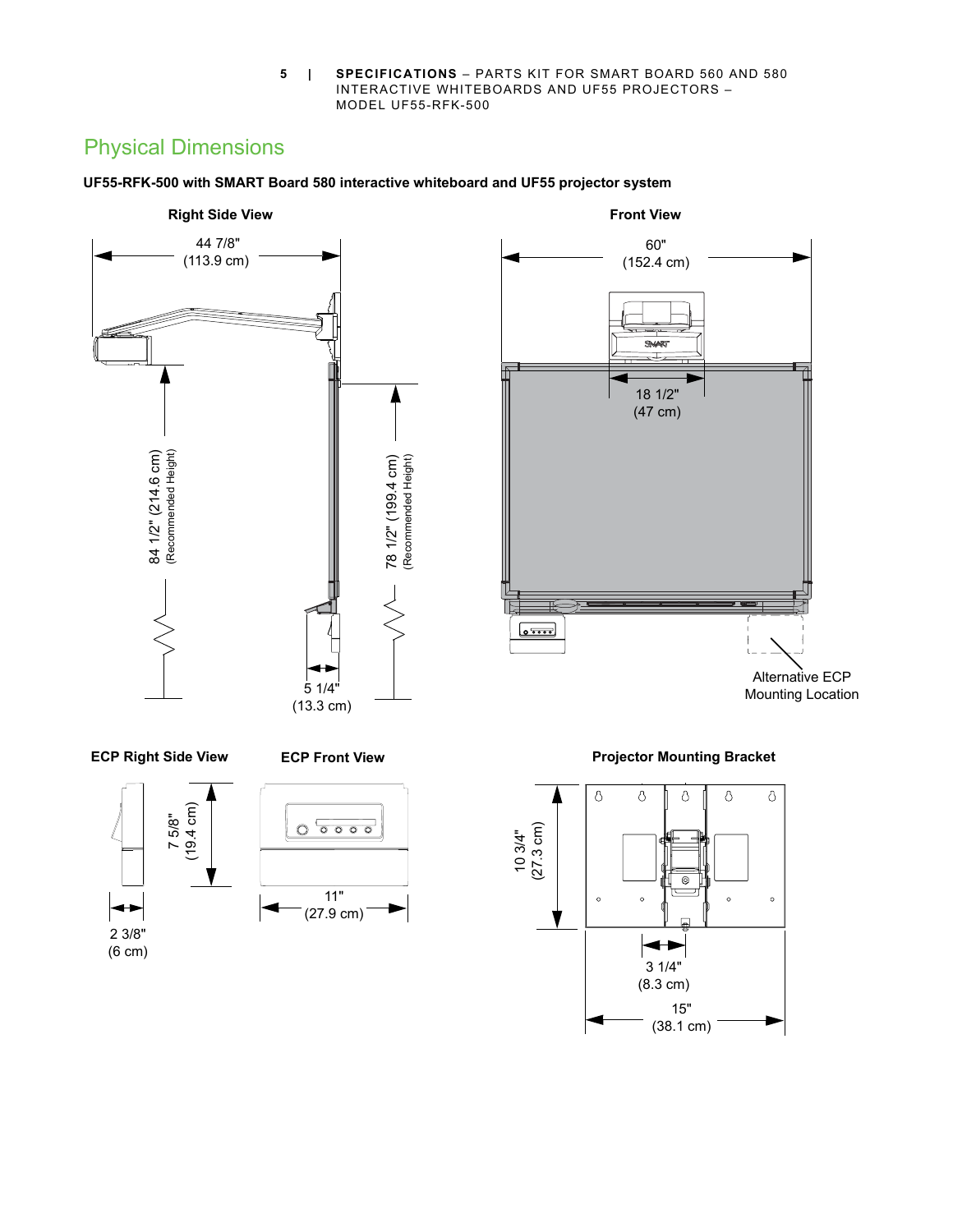# Physical Dimensions

**UF55-RFK-500 with SMART Board 580 interactive whiteboard and UF55 projector system**

**Right Side View**

44 7/8" (113.9 cm)

84 1/2" (214.6 cm) (Recommended Height)

78 1/2" (199.4 cm) (Recommended Height)

5 1/4" (13.3 cm)

**Front View**

60" (152.4 cm)

18 1/2" (47 cm)

Alternative ECP Mounting Location

**ECP Right Side View**

7 5/8" (19.4 cm)

2 3/8" (6 cm)

**ECP Front View**

11" (27.9 cm)

**Projector Mounting Bracket**

10 3/4" (27.3 cm)

3 1/4" (8.3 cm)

15" (38.1 cm)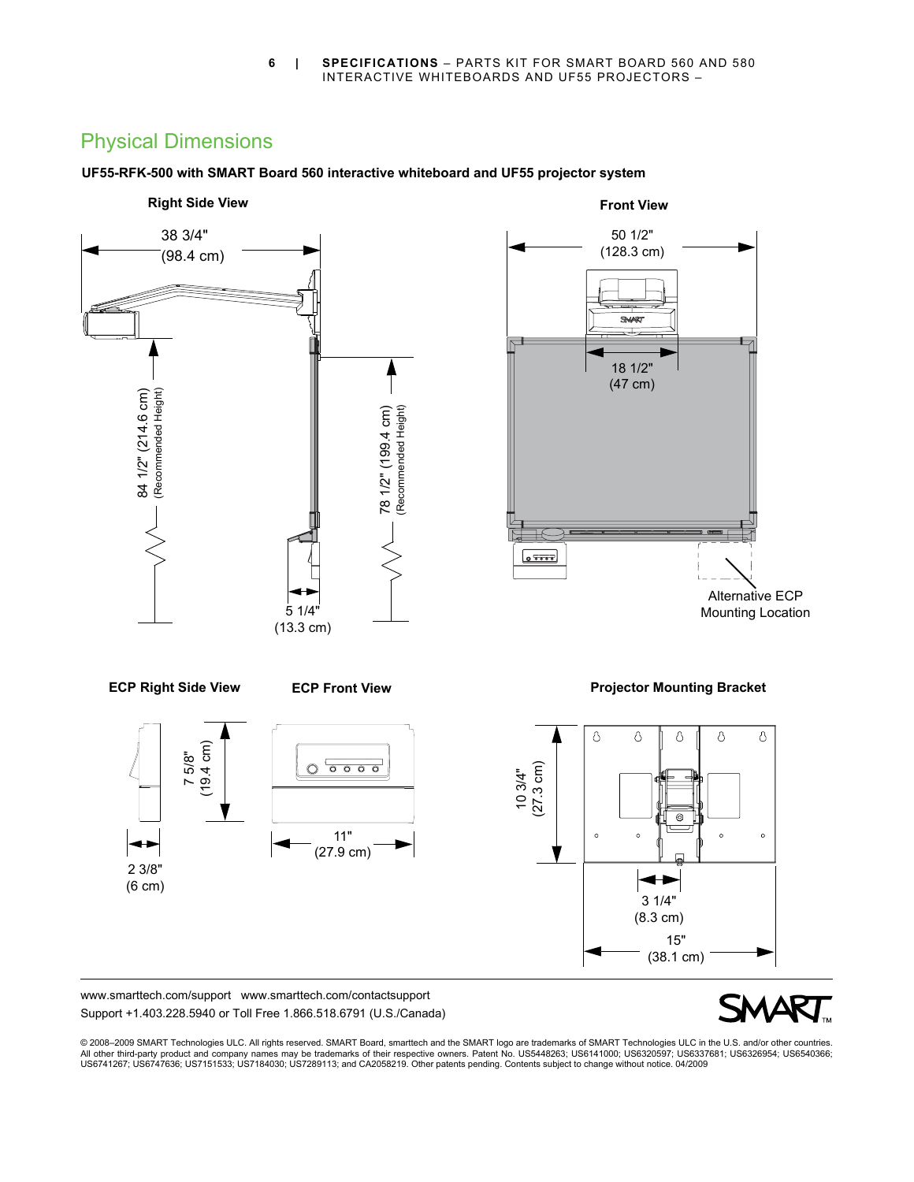## Physical Dimensions

**UF55-RFK-500 with SMART Board 560 interactive whiteboard and UF55 projector system**

**Right Side View**

38 3/4"
(98.4 cm)

84 1/2" (214.6 cm)
(Recommended Height)

78 1/2" (199.4 cm)
(Recommended Height)

5 1/4"
(13.3 cm)

**Front View**

50 1/2"
(128.3 cm)

18 1/2"
(47 cm)

Alternative ECP
Mounting Location

**ECP Right Side View**

7 5/8"
(19.4 cm)

2 3/8"
(6 cm)

**ECP Front View**

11"
(27.9 cm)

**Projector Mounting Bracket**

10 3/4"
(27.3 cm)

3 1/4"
(8.3 cm)

15"
(38.1 cm)

www.smarttech.com/support www.smarttech.com/contactsupport
Support +1.403.228.5940 or Toll Free 1.866.518.6791 (U.S./Canada)

© 2008–2009 SMART Technologies ULC. All rights reserved. SMART Board, smarttech and the SMART logo are trademarks of SMART Technologies ULC in the U.S. and/or other countries. All other third-party product and company names may be trademarks of their respective owners. Patent No. US5448263; US6141000; US6320597; US6337681; US6326954; US6540366; US6741267; US6747636; US7151533; US7184030; US7289113; and CA2058219. Other patents pending. Contents subject to change without notice. 04/2009